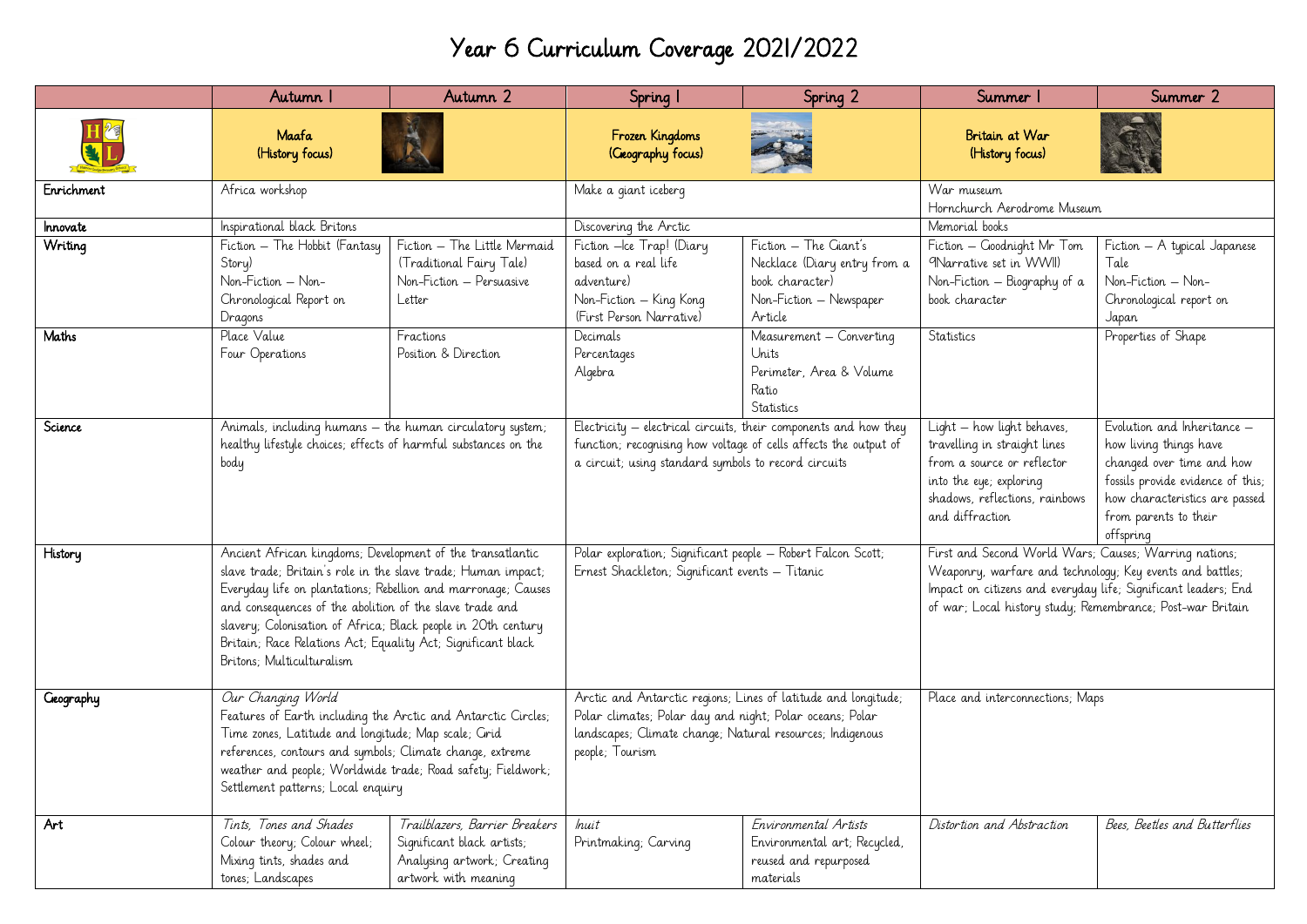# Year 6 Curriculum Coverage 2021/2022

| | Autumn 1 | Autumn 2 | Spring 1 | Spring 2 | Summer 1 | Summer 2 |
|---|---|---|---|---|---|---|
| | Maafa (History focus) | | Frozen Kingdoms (Geography focus) | | Britain at War (History focus) | |
| Enrichment | Africa workshop | | Make a giant iceberg | | War museum<br>Hornchurch Aerodrome Museum | |
| Innovate | Inspirational black Britons | | Discovering the Arctic | | Memorial books | |
| Writing | Fiction – The Hobbit (Fantasy Story)<br>Non-Fiction – Non-Chronological Report on Dragons | Fiction – The Little Mermaid (Traditional Fairy Tale)<br>Non-Fiction – Persuasive Letter | Fiction –Ice Trap! (Diary based on a real life adventure)<br>Non-Fiction – King Kong (First Person Narrative) | Fiction – The Giant's Necklace (Diary entry from a book character)<br>Non-Fiction – Newspaper Article | Fiction – Goodnight Mr Tom 9Narrative set in WWII)<br>Non-Fiction – Biography of a book character | Fiction – A typical Japanese Tale<br>Non-Fiction – Non-Chronological report on Japan |
| Maths | Place Value<br>Four Operations | Fractions<br>Position & Direction | Decimals<br>Percentages<br>Algebra | Measurement – Converting Units<br>Perimeter, Area & Volume<br>Ratio<br>Statistics | Statistics | Properties of Shape |
| Science | Animals, including humans – the human circulatory system; healthy lifestyle choices; effects of harmful substances on the body | | Electricity – electrical circuits, their components and how they function; recognising how voltage of cells affects the output of a circuit; using standard symbols to record circuits | | Light – how light behaves, travelling in straight lines from a source or reflector into the eye; exploring shadows, reflections, rainbows and diffraction | Evolution and Inheritance – how living things have changed over time and how fossils provide evidence of this; how characteristics are passed from parents to their offspring |
| History | Ancient African kingdoms; Development of the transatlantic slave trade; Britain's role in the slave trade; Human impact; Everyday life on plantations; Rebellion and marronage; Causes and consequences of the abolition of the slave trade and slavery; Colonisation of Africa; Black people in 20th century Britain; Race Relations Act; Equality Act; Significant black Britons; Multiculturalism | | Polar exploration; Significant people – Robert Falcon Scott; Ernest Shackleton; Significant events – Titanic | | First and Second World Wars; Causes; Warring nations; Weaponry, warfare and technology; Key events and battles; Impact on citizens and everyday life; Significant leaders; End of war; Local history study; Remembrance; Post-war Britain | |
| Geography | *Our Changing World*<br>Features of Earth including the Arctic and Antarctic Circles; Time zones, Latitude and longitude; Map scale; Grid references, contours and symbols; Climate change, extreme weather and people; Worldwide trade; Road safety; Fieldwork; Settlement patterns; Local enquiry | | Arctic and Antarctic regions; Lines of latitude and longitude; Polar climates; Polar day and night; Polar oceans; Polar landscapes; Climate change; Natural resources; Indigenous people; Tourism | | Place and interconnections; Maps | |
| Art | *Tints, Tones and Shades*<br>Colour theory; Colour wheel; Mixing tints, shades and tones; Landscapes | *Trailblazers, Barrier Breakers*<br>Significant black artists; Analysing artwork; Creating artwork with meaning | *Inuit*<br>Printmaking; Carving | *Environmental Artists*<br>Environmental art; Recycled, reused and repurposed materials | *Distortion and Abstraction* | *Bees, Beetles and Butterflies* |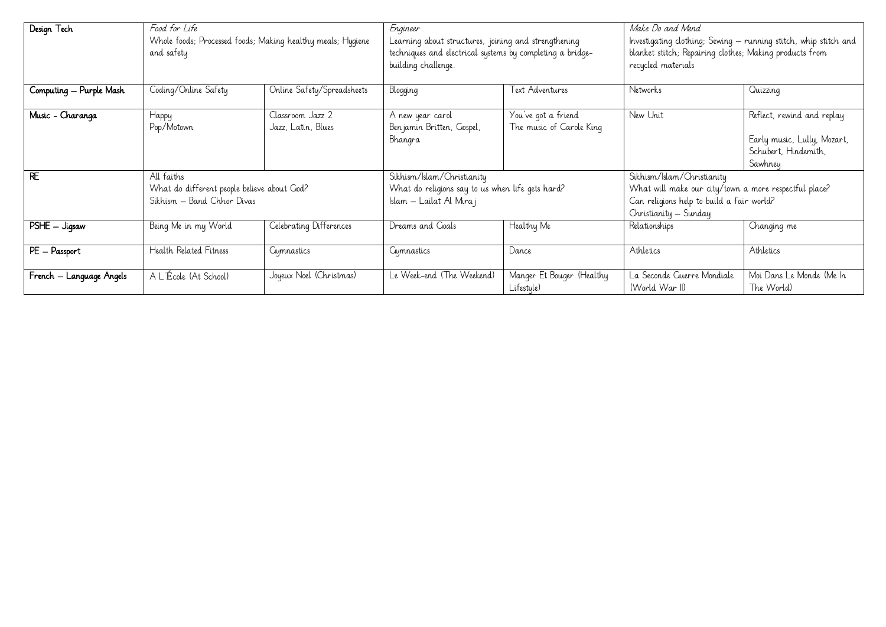| | | | | | | |
|---|---|---|---|---|---|---|
| Design Tech | *Food for Life*<br>Whole foods; Processed foods; Making healthy meals; Hygiene and safety | | *Engineer*<br>Learning about structures, joining and strengthening techniques and electrical systems by completing a bridge-building challenge. | | *Make Do and Mend*<br>Investigating clothing; Sewing – running stitch, whip stitch and blanket stitch; Repairing clothes; Making products from recycled materials | |
| Computing – Purple Mash | Coding/Online Safety | Online Safety/Spreadsheets | Blogging | Text Adventures | Networks | Quizzing |
| Music - Charanga | Happy<br>Pop/Motown | Classroom Jazz 2<br>Jazz, Latin, Blues | A new year carol<br>Benjamin Britten, Gospel, Bhangra | You've got a friend<br>The music of Carole King | New Unit | Reflect, rewind and replay<br><br>Early music, Lully, Mozart, Schubert, Hindemith, Sawhney |
| RE | All faiths<br>What do different people believe about God?<br>Sikhism – Band Chhor Divas | | Sikhism/Islam/Christianity<br>What do religions say to us when life gets hard?<br>Islam – Lailat Al Miraj | | Sikhism/Islam/Christianity<br>What will make our city/town a more respectful place?<br>Can religions help to build a fair world?<br>Christianity – Sunday | |
| PSHE – Jigsaw | Being Me in my World | Celebrating Differences | Dreams and Goals | Healthy Me | Relationships | Changing me |
| PE – Passport | Health Related Fitness | Gymnastics | Gymnastics | Dance | Athletics | Athletics |
| French – Language Angels | A L'École (At School) | Joyeux Noel (Christmas) | Le Week-end (The Weekend) | Manger Et Bouger (Healthy Lifestyle) | La Seconde Guerre Mondiale (World War II) | Moi Dans Le Monde (Me In The World) |